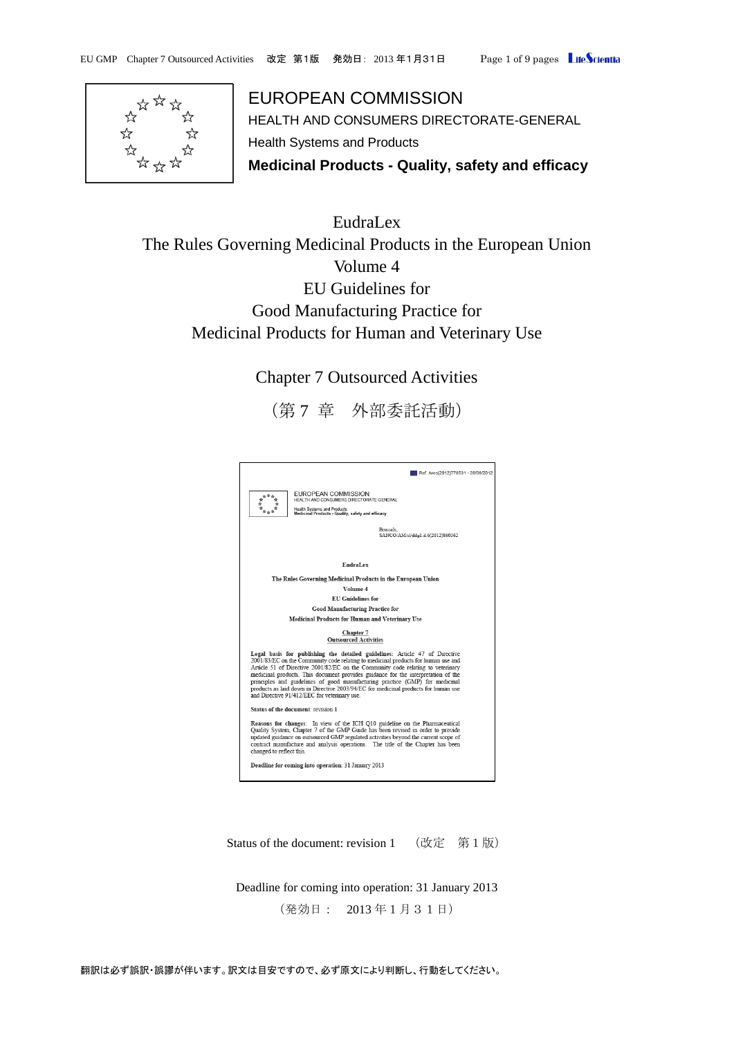EUROPEAN COMMISSION

HEALTH AND CONSUMERS DIRECTORATE-GENERAL

Health Systems and Products

**Medicinal Products - Quality, safety and efficacy**

EudraLex

The Rules Governing Medicinal Products in the European Union

Volume 4

EU Guidelines for

Good Manufacturing Practice for

Medicinal Products for Human and Veterinary Use

# Chapter 7 Outsourced Activities

（第 7 章　外部委託活動）

Ref. Ares(2012)778531 - 28/06/2012

EUROPEAN COMMISSION
HEALTH AND CONSUMERS DIRECTORATE-GENERAL

Health Systems and Products
Medicinal Products - Quality, safety and efficacy

Brussels,
SANCO/AM/sl/ddg1.d.6(2012)860362

**EudraLex**

**The Rules Governing Medicinal Products in the European Union**

**Volume 4**

**EU Guidelines for**

**Good Manufacturing Practice for**

**Medicinal Products for Human and Veterinary Use**

**Chapter 7**
**Outsourced Activities**

**Legal basis for publishing the detailed guidelines**: Article 47 of Directive 2001/83/EC on the Community code relating to medicinal products for human use and Article 51 of Directive 2001/82/EC on the Community code relating to veterinary medicinal products. This document provides guidance for the interpretation of the principles and guidelines of good manufacturing practice (GMP) for medicinal products as laid down in Directive 2003/94/EC for medicinal products for human use and Directive 91/412/EEC for veterinary use.

**Status of the document**: revision 1

**Reasons for changes**: In view of the ICH Q10 guideline on the Pharmaceutical Quality System, Chapter 7 of the GMP Guide has been revised in order to provide updated guidance on outsourced GMP regulated activities beyond the current scope of contract manufacture and analysis operations. The title of the Chapter has been changed to reflect this.

**Deadline for coming into operation**: 31 January 2013

Status of the document: revision 1　（改定　第 1 版）

Deadline for coming into operation: 31 January 2013

（発効日：　2013 年 1 月 3 1 日）

翻訳は必ず誤訳・誤謬が伴います。訳文は目安ですので、必ず原文により判断し、行動をしてください。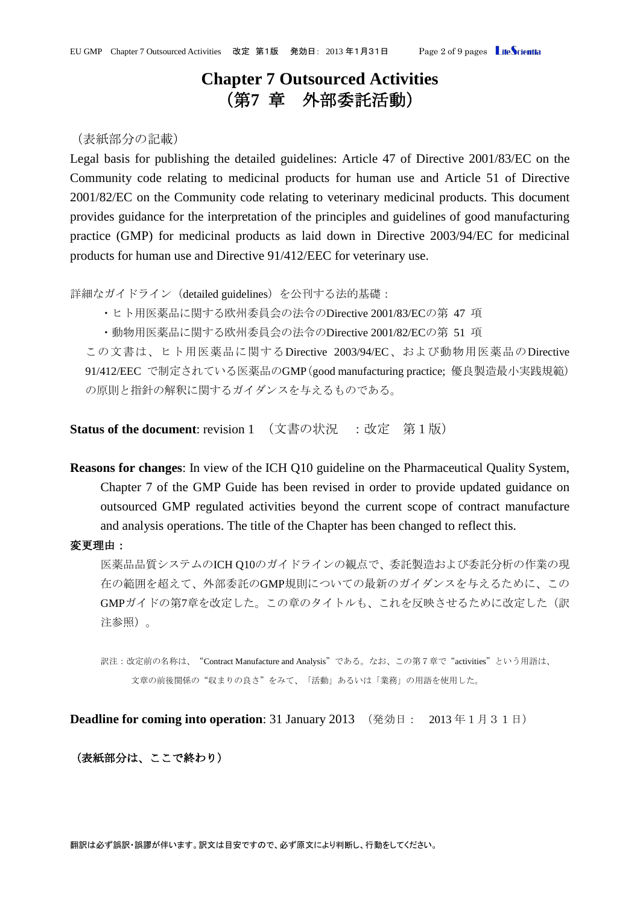# Chapter 7 Outsourced Activities
# （第7 章　外部委託活動）

（表紙部分の記載）

Legal basis for publishing the detailed guidelines: Article 47 of Directive 2001/83/EC on the Community code relating to medicinal products for human use and Article 51 of Directive 2001/82/EC on the Community code relating to veterinary medicinal products. This document provides guidance for the interpretation of the principles and guidelines of good manufacturing practice (GMP) for medicinal products as laid down in Directive 2003/94/EC for medicinal products for human use and Directive 91/412/EEC for veterinary use.

詳細なガイドライン（detailed guidelines）を公刊する法的基礎：

- ヒト用医薬品に関する欧州委員会の法令のDirective 2001/83/ECの第 47 項
- 動物用医薬品に関する欧州委員会の法令のDirective 2001/82/ECの第 51 項

この文書は、ヒト用医薬品に関するDirective 2003/94/EC、および動物用医薬品のDirective 91/412/EEC で制定されている医薬品のGMP（good manufacturing practice; 優良製造最小実践規範）の原則と指針の解釈に関するガイダンスを与えるものである。

**Status of the document**: revision 1 （文書の状況　：改定　第 1 版）

**Reasons for changes**: In view of the ICH Q10 guideline on the Pharmaceutical Quality System, Chapter 7 of the GMP Guide has been revised in order to provide updated guidance on outsourced GMP regulated activities beyond the current scope of contract manufacture and analysis operations. The title of the Chapter has been changed to reflect this.

**変更理由：**

医薬品品質システムのICH Q10のガイドラインの観点で、委託製造および委託分析の作業の現在の範囲を超えて、外部委託のGMP規則についての最新のガイダンスを与えるために、このGMPガイドの第7章を改定した。この章のタイトルも、これを反映させるために改定した（訳注参照）。

訳注：改定前の名称は、“Contract Manufacture and Analysis”である。なお、この第７章で“activities”という用語は、文章の前後関係の“収まりの良さ”をみて、「活動」あるいは「業務」の用語を使用した。

**Deadline for coming into operation**: 31 January 2013 （発効日：　2013 年 1 月 3 1 日）

**（表紙部分は、ここで終わり）**

翻訳は必ず誤訳・誤謬が伴います。訳文は目安ですので、必ず原文により判断し、行動をしてください。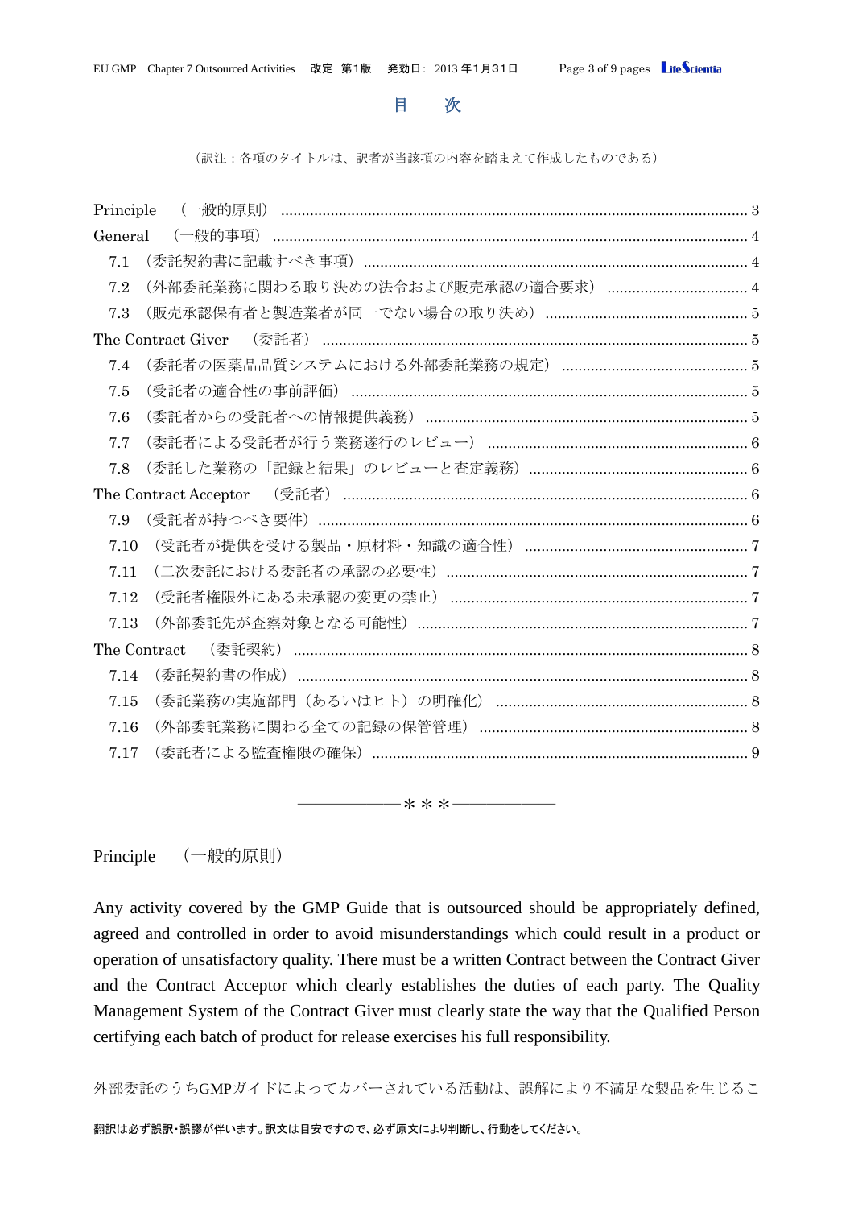# 目　次

（訳注：各項のタイトルは、訳者が当該項の内容を踏まえて作成したものである）

Principle　（一般的原則） ........................................ 3
General　（一般的事項） ........................................ 4
- 7.1　（委託契約書に記載すべき事項） ........................................ 4
- 7.2　（外部委託業務に関わる取り決めの法令および販売承認の適合要求） ........................................ 4
- 7.3　（販売承認保有者と製造業者が同一でない場合の取り決め） ........................................ 5

The Contract Giver　（委託者） ........................................ 5
- 7.4　（委託者の医薬品品質システムにおける外部委託業務の規定） ........................................ 5
- 7.5　（受託者の適合性の事前評価） ........................................ 5
- 7.6　（委託者からの受託者への情報提供義務） ........................................ 5
- 7.7　（委託者による受託者が行う業務遂行のレビュー） ........................................ 6
- 7.8　（委託した業務の「記録と結果」のレビューと査定義務） ........................................ 6

The Contract Acceptor　（受託者） ........................................ 6
- 7.9　（受託者が持つべき要件） ........................................ 6
- 7.10　（受託者が提供を受ける製品・原材料・知識の適合性） ........................................ 7
- 7.11　（二次委託における委託者の承認の必要性） ........................................ 7
- 7.12　（受託者権限外にある未承認の変更の禁止） ........................................ 7
- 7.13　（外部委託先が査察対象となる可能性） ........................................ 7

The Contract　（委託契約） ........................................ 8
- 7.14　（委託契約書の作成） ........................................ 8
- 7.15　（委託業務の実施部門（あるいはヒト）の明確化） ........................................ 8
- 7.16　（外部委託業務に関わる全ての記録の保管管理） ........................................ 8
- 7.17　（委託者による監査権限の確保） ........................................ 9

―――――――＊＊＊―――――――

## Principle　（一般的原則）

Any activity covered by the GMP Guide that is outsourced should be appropriately defined, agreed and controlled in order to avoid misunderstandings which could result in a product or operation of unsatisfactory quality. There must be a written Contract between the Contract Giver and the Contract Acceptor which clearly establishes the duties of each party. The Quality Management System of the Contract Giver must clearly state the way that the Qualified Person certifying each batch of product for release exercises his full responsibility.

外部委託のうちGMPガイドによってカバーされている活動は、誤解により不満足な製品を生じるこ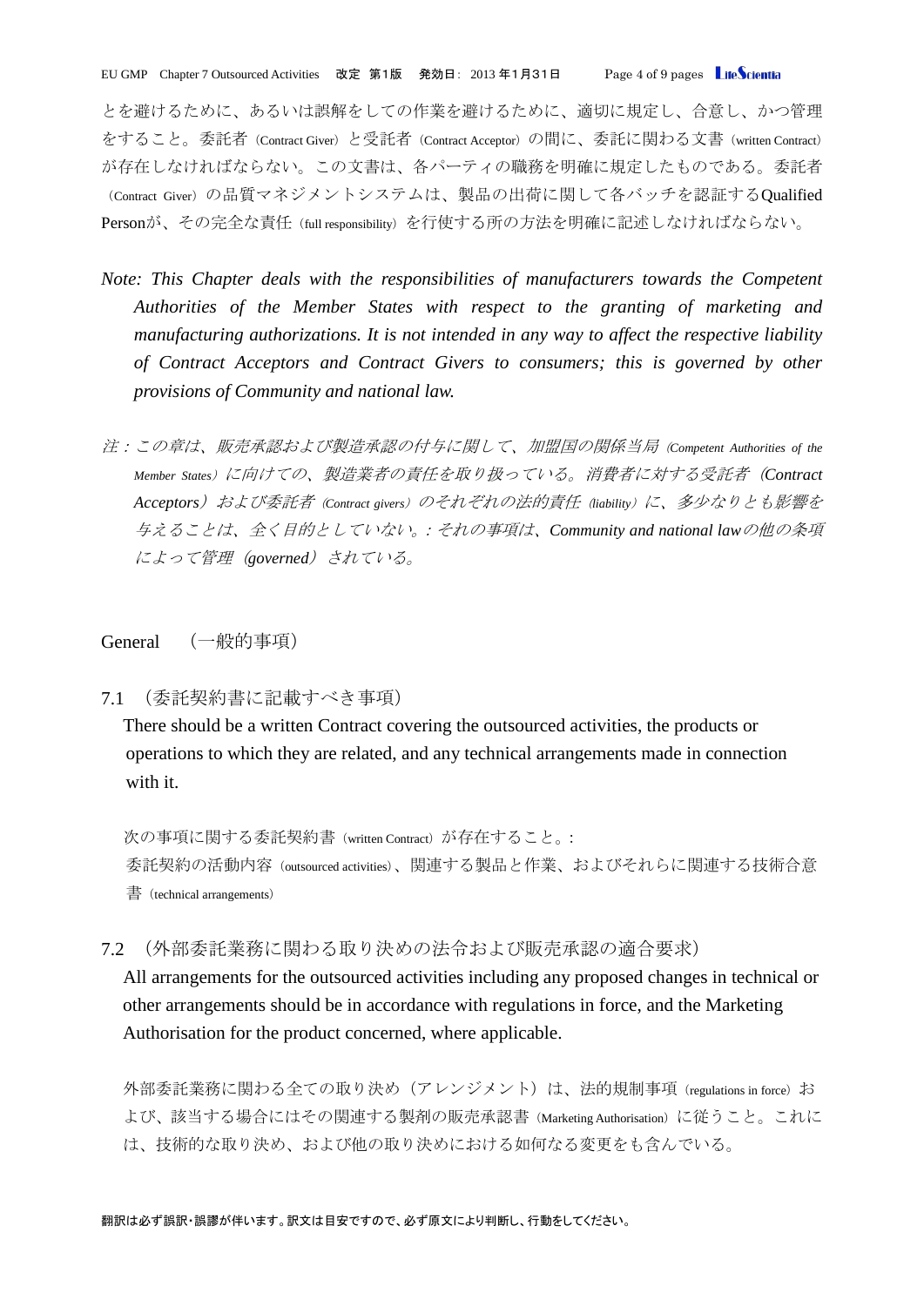とを避けるために、あるいは誤解をしての作業を避けるために、適切に規定し、合意し、かつ管理をすること。委託者（Contract Giver）と受託者（Contract Acceptor）の間に、委託に関わる文書（written Contract）が存在しなければならない。この文書は、各パーティの職務を明確に規定したものである。委託者（Contract Giver）の品質マネジメントシステムは、製品の出荷に関して各バッチを認証するQualified Personが、その完全な責任（full responsibility）を行使する所の方法を明確に記述しなければならない。

*Note: This Chapter deals with the responsibilities of manufacturers towards the Competent Authorities of the Member States with respect to the granting of marketing and manufacturing authorizations. It is not intended in any way to affect the respective liability of Contract Acceptors and Contract Givers to consumers; this is governed by other provisions of Community and national law.*

*注：この章は、販売承認および製造承認の付与に関して、加盟国の関係当局（Competent Authorities of the Member States）に向けての、製造業者の責任を取り扱っている。消費者に対する受託者（Contract Acceptors）および委託者（Contract givers）のそれぞれの法的責任（liability）に、多少なりとも影響を与えることは、全く目的としていない。：それの事項は、Community and national lawの他の条項によって管理（governed）されている。*

## General　（一般的事項）

### 7.1　（委託契約書に記載すべき事項）

There should be a written Contract covering the outsourced activities, the products or operations to which they are related, and any technical arrangements made in connection with it.

次の事項に関する委託契約書（written Contract）が存在すること。:
委託契約の活動内容（outsourced activities）、関連する製品と作業、およびそれらに関連する技術合意書（technical arrangements）

### 7.2　（外部委託業務に関わる取り決めの法令および販売承認の適合要求）

All arrangements for the outsourced activities including any proposed changes in technical or other arrangements should be in accordance with regulations in force, and the Marketing Authorisation for the product concerned, where applicable.

外部委託業務に関わる全ての取り決め（アレンジメント）は、法的規制事項（regulations in force）および、該当する場合にはその関連する製剤の販売承認書（Marketing Authorisation）に従うこと。これには、技術的な取り決め、および他の取り決めにおける如何なる変更をも含んでいる。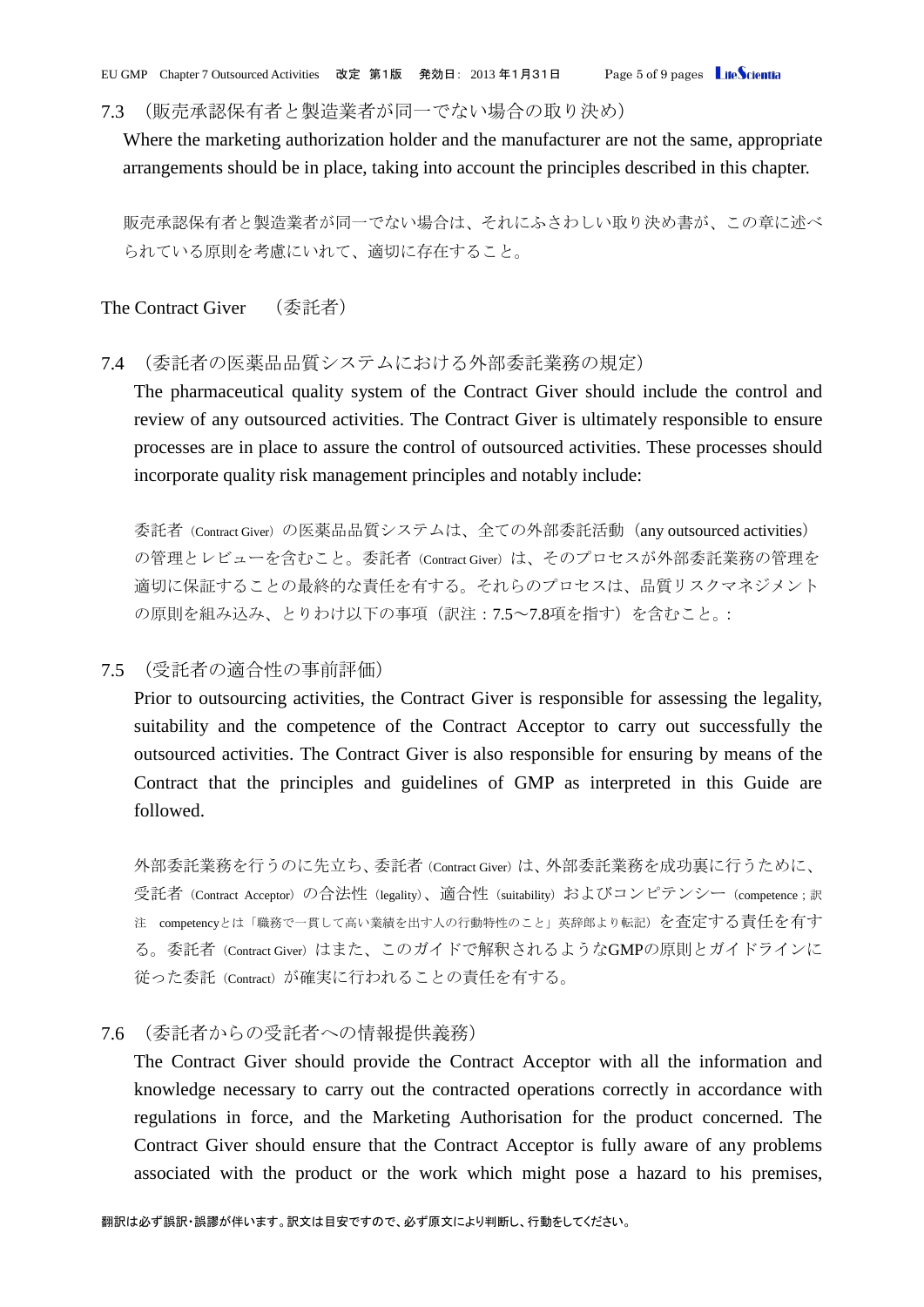7.3 （販売承認保有者と製造業者が同一でない場合の取り決め）

Where the marketing authorization holder and the manufacturer are not the same, appropriate arrangements should be in place, taking into account the principles described in this chapter.

販売承認保有者と製造業者が同一でない場合は、それにふさわしい取り決め書が、この章に述べられている原則を考慮にいれて、適切に存在すること。

The Contract Giver　（委託者）

7.4 （委託者の医薬品品質システムにおける外部委託業務の規定）

The pharmaceutical quality system of the Contract Giver should include the control and review of any outsourced activities. The Contract Giver is ultimately responsible to ensure processes are in place to assure the control of outsourced activities. These processes should incorporate quality risk management principles and notably include:

委託者（Contract Giver）の医薬品品質システムは、全ての外部委託活動（any outsourced activities）の管理とレビューを含むこと。委託者（Contract Giver）は、そのプロセスが外部委託業務の管理を適切に保証することの最終的な責任を有する。それらのプロセスは、品質リスクマネジメントの原則を組み込み、とりわけ以下の事項（訳注：7.5～7.8項を指す）を含むこと。:

7.5 （受託者の適合性の事前評価）

Prior to outsourcing activities, the Contract Giver is responsible for assessing the legality, suitability and the competence of the Contract Acceptor to carry out successfully the outsourced activities. The Contract Giver is also responsible for ensuring by means of the Contract that the principles and guidelines of GMP as interpreted in this Guide are followed.

外部委託業務を行うのに先立ち、委託者（Contract Giver）は、外部委託業務を成功裏に行うために、受託者（Contract Acceptor）の合法性（legality）、適合性（suitability）およびコンピテンシー（competence；訳注　competencyとは「職務で一貫して高い業績を出す人の行動特性のこと」英辞郎より転記）を査定する責任を有する。委託者（Contract Giver）はまた、このガイドで解釈されるようなGMPの原則とガイドラインに従った委託（Contract）が確実に行われることの責任を有する。

7.6 （委託者からの受託者への情報提供義務）

The Contract Giver should provide the Contract Acceptor with all the information and knowledge necessary to carry out the contracted operations correctly in accordance with regulations in force, and the Marketing Authorisation for the product concerned. The Contract Giver should ensure that the Contract Acceptor is fully aware of any problems associated with the product or the work which might pose a hazard to his premises,

翻訳は必ず誤訳・誤謬が伴います。訳文は目安ですので、必ず原文により判断し、行動をしてください。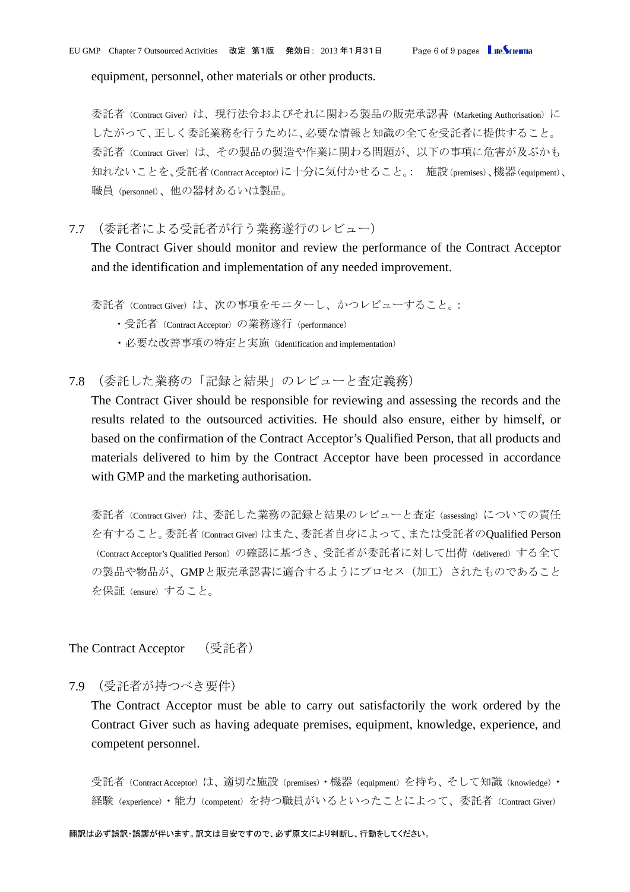equipment, personnel, other materials or other products.

委託者（Contract Giver）は、現行法令およびそれに関わる製品の販売承認書（Marketing Authorisation）にしたがって、正しく委託業務を行うために、必要な情報と知識の全てを受託者に提供すること。委託者（Contract Giver）は、その製品の製造や作業に関わる問題が、以下の事項に危害が及ぶかも知れないことを、受託者（Contract Acceptor）に十分に気付かせること。: 施設（premises）、機器（equipment）、職員（personnel）、他の器材あるいは製品。

7.7 （委託者による受託者が行う業務遂行のレビュー）

The Contract Giver should monitor and review the performance of the Contract Acceptor and the identification and implementation of any needed improvement.

委託者（Contract Giver）は、次の事項をモニターし、かつレビューすること。:

- 受託者（Contract Acceptor）の業務遂行（performance）
- 必要な改善事項の特定と実施（identification and implementation）

7.8 （委託した業務の「記録と結果」のレビューと査定義務）

The Contract Giver should be responsible for reviewing and assessing the records and the results related to the outsourced activities. He should also ensure, either by himself, or based on the confirmation of the Contract Acceptor's Qualified Person, that all products and materials delivered to him by the Contract Acceptor have been processed in accordance with GMP and the marketing authorisation.

委託者（Contract Giver）は、委託した業務の記録と結果のレビューと査定（assessing）についての責任を有すること。委託者（Contract Giver）はまた、委託者自身によって、または受託者のQualified Person（Contract Acceptor's Qualified Person）の確認に基づき、受託者が委託者に対して出荷（delivered）する全ての製品や物品が、GMPと販売承認書に適合するようにプロセス（加工）されたものであることを保証（ensure）すること。

## The Contract Acceptor （受託者）

7.9 （受託者が持つべき要件）

The Contract Acceptor must be able to carry out satisfactorily the work ordered by the Contract Giver such as having adequate premises, equipment, knowledge, experience, and competent personnel.

受託者（Contract Acceptor）は、適切な施設（premises）・機器（equipment）を持ち、そして知識（knowledge）・経験（experience）・能力（competent）を持つ職員がいるといったことによって、委託者（Contract Giver）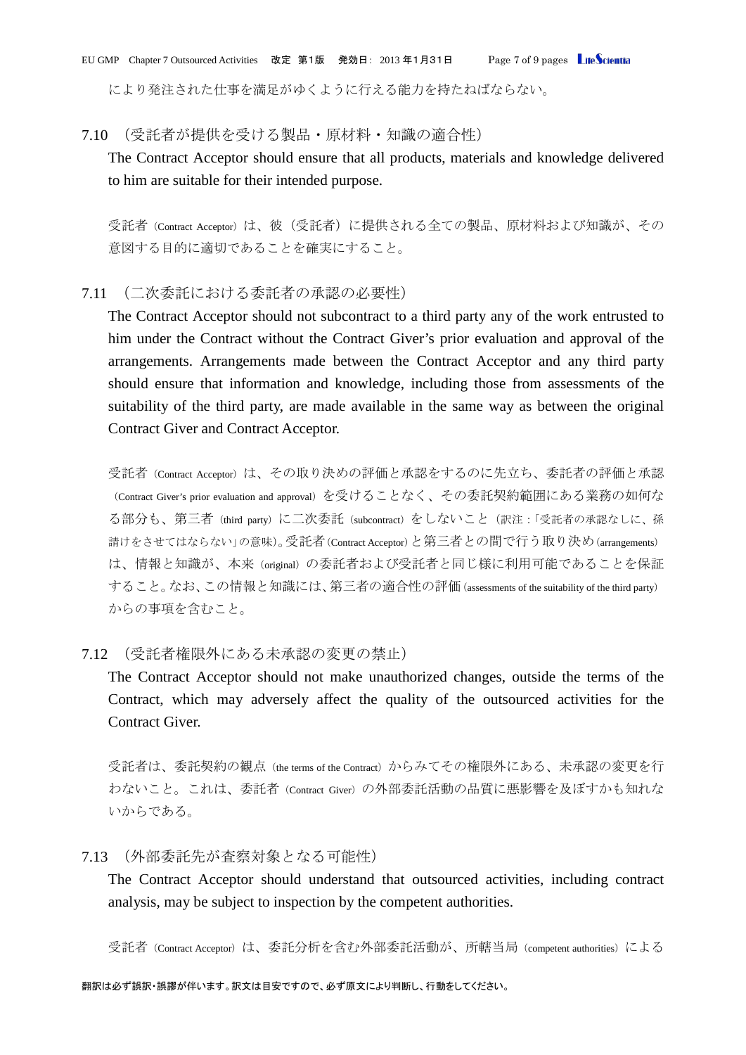により発注された仕事を満足がゆくように行える能力を持たねばならない。

7.10 （受託者が提供を受ける製品・原材料・知識の適合性）

The Contract Acceptor should ensure that all products, materials and knowledge delivered to him are suitable for their intended purpose.

受託者（Contract Acceptor）は、彼（受託者）に提供される全ての製品、原材料および知識が、その意図する目的に適切であることを確実にすること。

7.11 （二次委託における委託者の承認の必要性）

The Contract Acceptor should not subcontract to a third party any of the work entrusted to him under the Contract without the Contract Giver's prior evaluation and approval of the arrangements. Arrangements made between the Contract Acceptor and any third party should ensure that information and knowledge, including those from assessments of the suitability of the third party, are made available in the same way as between the original Contract Giver and Contract Acceptor.

受託者（Contract Acceptor）は、その取り決めの評価と承認をするのに先立ち、委託者の評価と承認（Contract Giver's prior evaluation and approval）を受けることなく、その委託契約範囲にある業務の如何なる部分も、第三者（third party）に二次委託（subcontract）をしないこと（訳注：「受託者の承認なしに、孫請けをさせてはならない」の意味）。受託者（Contract Acceptor）と第三者との間で行う取り決め（arrangements）は、情報と知識が、本来（original）の委託者および受託者と同じ様に利用可能であることを保証すること。なお、この情報と知識には、第三者の適合性の評価（assessments of the suitability of the third party）からの事項を含むこと。

7.12 （受託者権限外にある未承認の変更の禁止）

The Contract Acceptor should not make unauthorized changes, outside the terms of the Contract, which may adversely affect the quality of the outsourced activities for the Contract Giver.

受託者は、委託契約の観点（the terms of the Contract）からみてその権限外にある、未承認の変更を行わないこと。これは、委託者（Contract Giver）の外部委託活動の品質に悪影響を及ぼすかも知れないからである。

7.13 （外部委託先が査察対象となる可能性）

The Contract Acceptor should understand that outsourced activities, including contract analysis, may be subject to inspection by the competent authorities.

受託者（Contract Acceptor）は、委託分析を含む外部委託活動が、所轄当局（competent authorities）による

翻訳は必ず誤訳・誤謬が伴います。訳文は目安ですので、必ず原文により判断し、行動をしてください。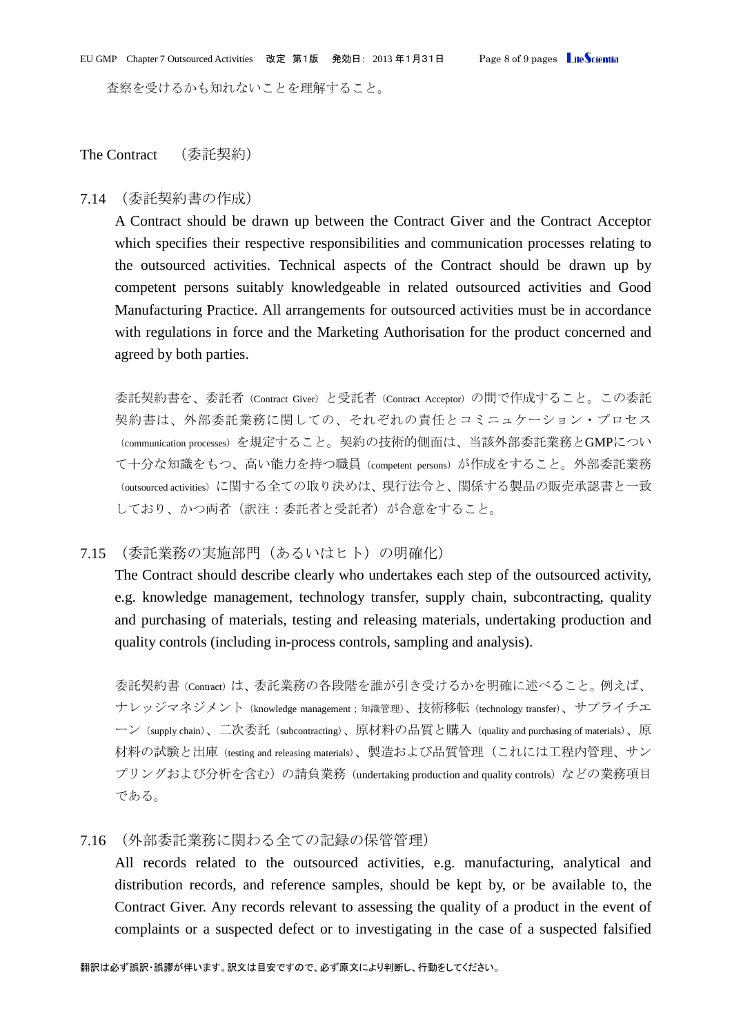査察を受けるかも知れないことを理解すること。

## The Contract　（委託契約）

7.14 （委託契約書の作成）

A Contract should be drawn up between the Contract Giver and the Contract Acceptor which specifies their respective responsibilities and communication processes relating to the outsourced activities. Technical aspects of the Contract should be drawn up by competent persons suitably knowledgeable in related outsourced activities and Good Manufacturing Practice. All arrangements for outsourced activities must be in accordance with regulations in force and the Marketing Authorisation for the product concerned and agreed by both parties.

委託契約書を、委託者（Contract Giver）と受託者（Contract Acceptor）の間で作成すること。この委託契約書は、外部委託業務に関しての、それぞれの責任とコミニュケーション・プロセス（communication processes）を規定すること。契約の技術的側面は、当該外部委託業務とGMPについて十分な知識をもつ、高い能力を持つ職員（competent persons）が作成をすること。外部委託業務（outsourced activities）に関する全ての取り決めは、現行法令と、関係する製品の販売承認書と一致しており、かつ両者（訳注：委託者と受託者）が合意をすること。

7.15 （委託業務の実施部門（あるいはヒト）の明確化）

The Contract should describe clearly who undertakes each step of the outsourced activity, e.g. knowledge management, technology transfer, supply chain, subcontracting, quality and purchasing of materials, testing and releasing materials, undertaking production and quality controls (including in-process controls, sampling and analysis).

委託契約書（Contract）は、委託業務の各段階を誰が引き受けるかを明確に述べること。例えば、ナレッジマネジメント（knowledge management；知識管理）、技術移転（technology transfer）、サプライチエーン（supply chain）、二次委託（subcontracting）、原材料の品質と購入（quality and purchasing of materials）、原材料の試験と出庫（testing and releasing materials）、製造および品質管理（これには工程内管理、サンプリングおよび分析を含む）の請負業務（undertaking production and quality controls）などの業務項目である。

7.16 （外部委託業務に関わる全ての記録の保管管理）

All records related to the outsourced activities, e.g. manufacturing, analytical and distribution records, and reference samples, should be kept by, or be available to, the Contract Giver. Any records relevant to assessing the quality of a product in the event of complaints or a suspected defect or to investigating in the case of a suspected falsified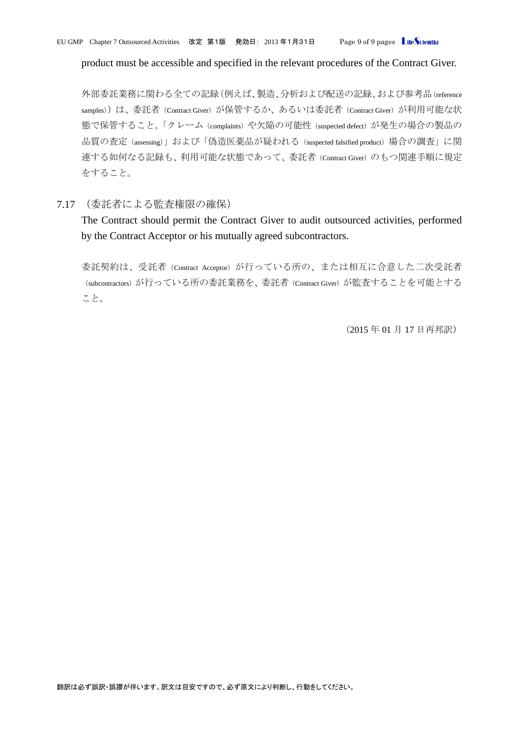product must be accessible and specified in the relevant procedures of the Contract Giver.

外部委託業務に関わる全ての記録(例えば、製造、分析および配送の記録、および参考品(reference samples))は、委託者(Contract Giver)が保管するか、あるいは委託者(Contract Giver)が利用可能な状態で保管すること。「クレーム(complaints)や欠陥の可能性(suspected defect)が発生の場合の製品の品質の査定(assessing)」および「偽造医薬品が疑われる(suspected falsified product)場合の調査」に関連する如何なる記録も、利用可能な状態であって、委託者(Contract Giver)のもつ関連手順に規定をすること。

7.17 (委託者による監査権限の確保)

The Contract should permit the Contract Giver to audit outsourced activities, performed by the Contract Acceptor or his mutually agreed subcontractors.

委託契約は、受託者(Contract Acceptor)が行っている所の、または相互に合意した二次受託者(subcontractors)が行っている所の委託業務を、委託者(Contract Giver)が監査することを可能とすること。

(2015 年 01 月 17 日再邦訳)

翻訳は必ず誤訳・誤謬が伴います。訳文は目安ですので、必ず原文により判断し、行動をしてください。